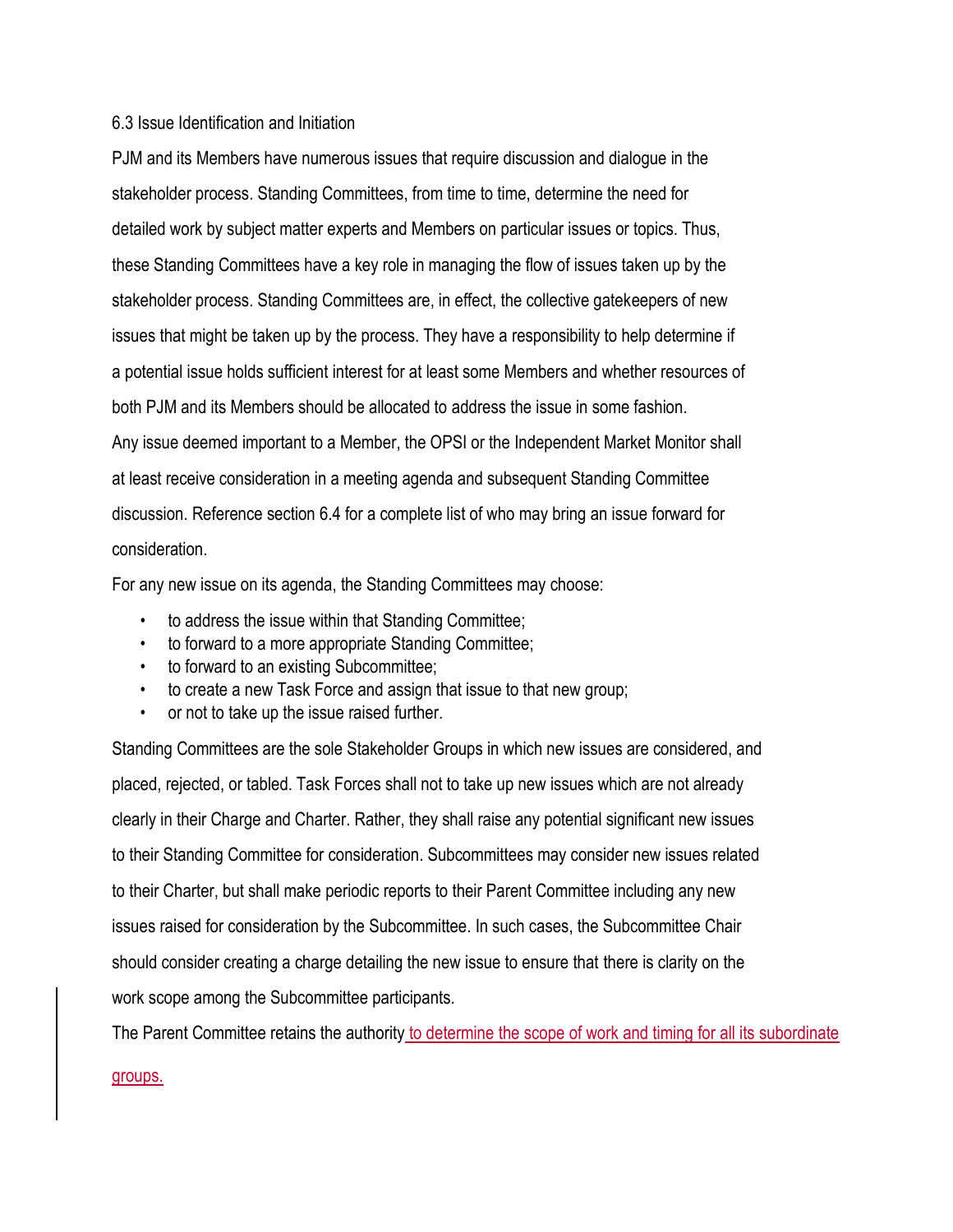### 6.3 Issue Identification and Initiation

PJM and its Members have numerous issues that require discussion and dialogue in the stakeholder process. Standing Committees, from time to time, determine the need for detailed work by subject matter experts and Members on particular issues or topics. Thus, these Standing Committees have a key role in managing the flow of issues taken up by the stakeholder process. Standing Committees are, in effect, the collective gatekeepers of new issues that might be taken up by the process. They have a responsibility to help determine if a potential issue holds sufficient interest for at least some Members and whether resources of both PJM and its Members should be allocated to address the issue in some fashion.

Any issue deemed important to a Member, the OPSI or the Independent Market Monitor shall at least receive consideration in a meeting agenda and subsequent Standing Committee discussion. Reference section 6.4 for a complete list of who may bring an issue forward for consideration.

For any new issue on its agenda, the Standing Committees may choose:

- to address the issue within that Standing Committee;
- to forward to a more appropriate Standing Committee;
- to forward to an existing Subcommittee;
- to create a new Task Force and assign that issue to that new group;
- or not to take up the issue raised further.

Standing Committees are the sole Stakeholder Groups in which new issues are considered, and placed, rejected, or tabled. Task Forces shall not to take up new issues which are not already clearly in their Charge and Charter. Rather, they shall raise any potential significant new issues to their Standing Committee for consideration. Subcommittees may consider new issues related to their Charter, but shall make periodic reports to their Parent Committee including any new issues raised for consideration by the Subcommittee. In such cases, the Subcommittee Chair should consider creating a charge detailing the new issue to ensure that there is clarity on the work scope among the Subcommittee participants.

The Parent Committee retains the authority to determine the scope of work and timing for all its subordinate groups.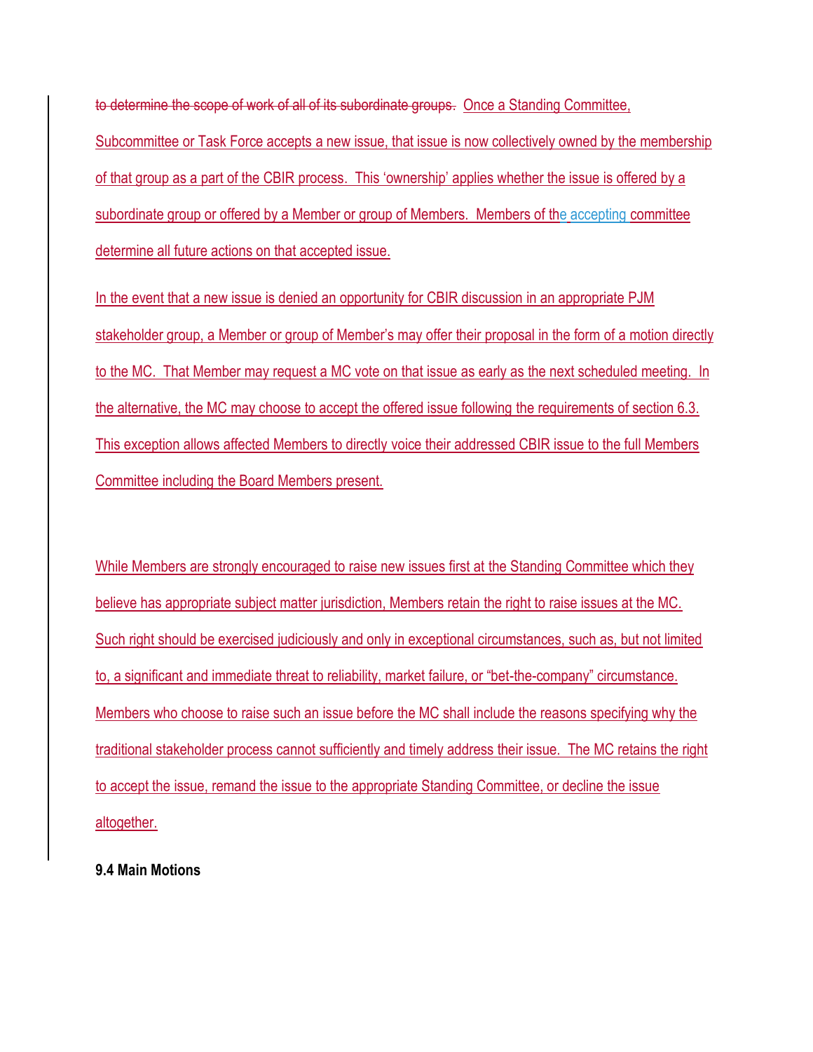~~to determine the scope of work of all of its subordinate groups.~~ Once a Standing Committee, Subcommittee or Task Force accepts a new issue, that issue is now collectively owned by the membership of that group as a part of the CBIR process. This 'ownership' applies whether the issue is offered by a subordinate group or offered by a Member or group of Members. Members of the accepting committee determine all future actions on that accepted issue.

In the event that a new issue is denied an opportunity for CBIR discussion in an appropriate PJM stakeholder group, a Member or group of Member's may offer their proposal in the form of a motion directly to the MC. That Member may request a MC vote on that issue as early as the next scheduled meeting. In the alternative, the MC may choose to accept the offered issue following the requirements of section 6.3. This exception allows affected Members to directly voice their addressed CBIR issue to the full Members Committee including the Board Members present.

While Members are strongly encouraged to raise new issues first at the Standing Committee which they believe has appropriate subject matter jurisdiction, Members retain the right to raise issues at the MC. Such right should be exercised judiciously and only in exceptional circumstances, such as, but not limited to, a significant and immediate threat to reliability, market failure, or "bet-the-company" circumstance. Members who choose to raise such an issue before the MC shall include the reasons specifying why the traditional stakeholder process cannot sufficiently and timely address their issue. The MC retains the right to accept the issue, remand the issue to the appropriate Standing Committee, or decline the issue altogether.

**9.4 Main Motions**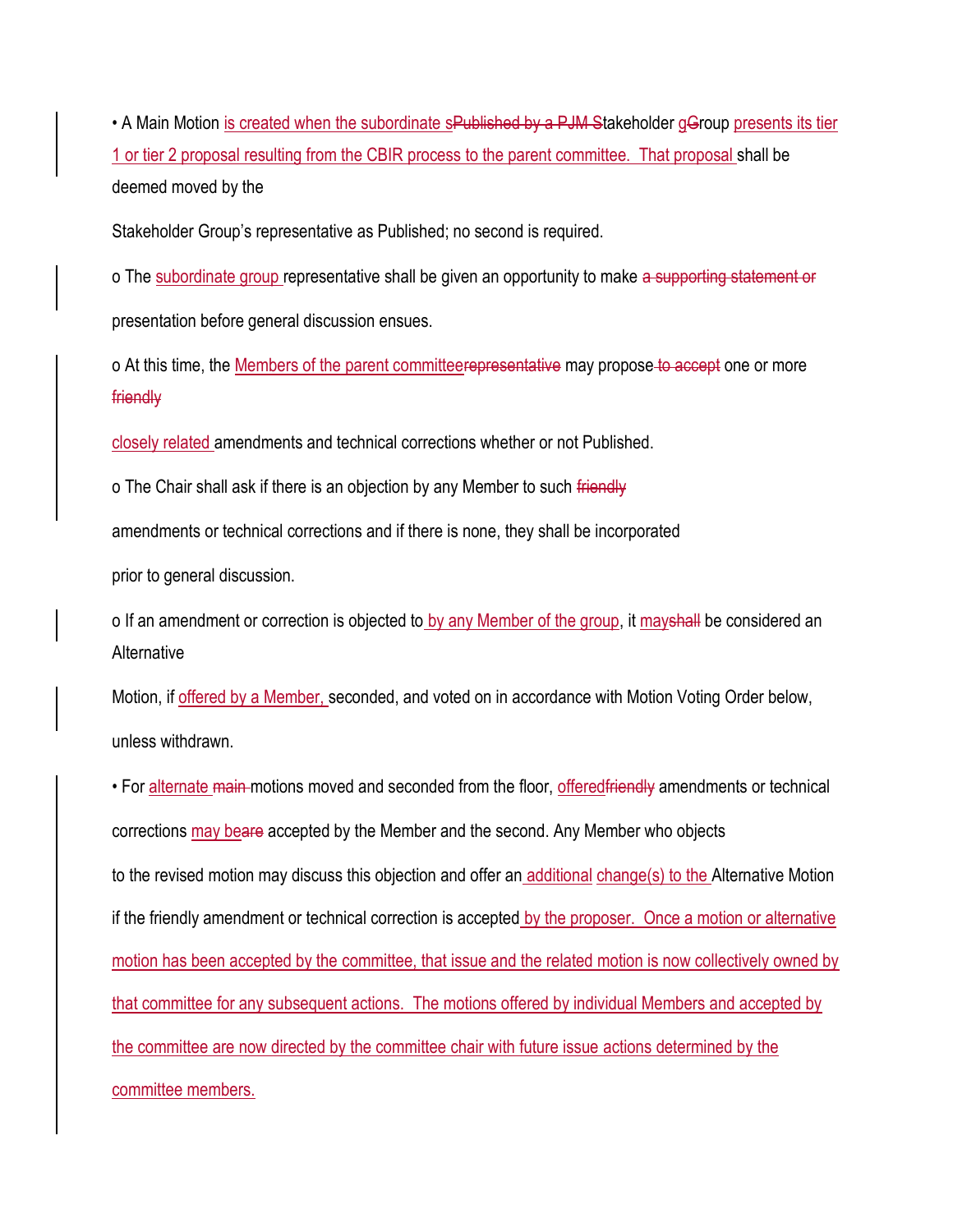- A Main Motion <ins>is created when the subordinate s</ins>~~Published by a PJM S~~takeholder <ins>g</ins>~~G~~roup <ins>presents its tier 1 or tier 2 proposal resulting from the CBIR process to the parent committee. That proposal </ins>shall be deemed moved by the Stakeholder Group's representative as Published; no second is required.
  - The <ins>subordinate group </ins>representative shall be given an opportunity to make ~~a supporting statement or~~ presentation before general discussion ensues.
  - At this time, the <ins>Members of the parent committee</ins>~~representative~~ may propose~~ to accept~~ one or more ~~friendly~~ <ins>closely related </ins>amendments and technical corrections whether or not Published.
  - The Chair shall ask if there is an objection by any Member to such ~~friendly~~ amendments or technical corrections and if there is none, they shall be incorporated prior to general discussion.
  - If an amendment or correction is objected to<ins> by any Member of the group</ins>, it <ins>may</ins>~~shall~~ be considered an Alternative Motion, if <ins>offered by a Member, </ins>seconded, and voted on in accordance with Motion Voting Order below, unless withdrawn.
- For <ins>alternate </ins>~~main~~ motions moved and seconded from the floor, <ins>offered</ins>~~friendly~~ amendments or technical corrections <ins>may be</ins>~~are~~ accepted by the Member and the second. Any Member who objects to the revised motion may discuss this objection and offer an<ins> additional</ins> <ins>change(s) to the </ins>Alternative Motion if the friendly amendment or technical correction is accepted<ins> by the proposer. Once a motion or alternative motion has been accepted by the committee, that issue and the related motion is now collectively owned by that committee for any subsequent actions. The motions offered by individual Members and accepted by the committee are now directed by the committee chair with future issue actions determined by the committee members.</ins>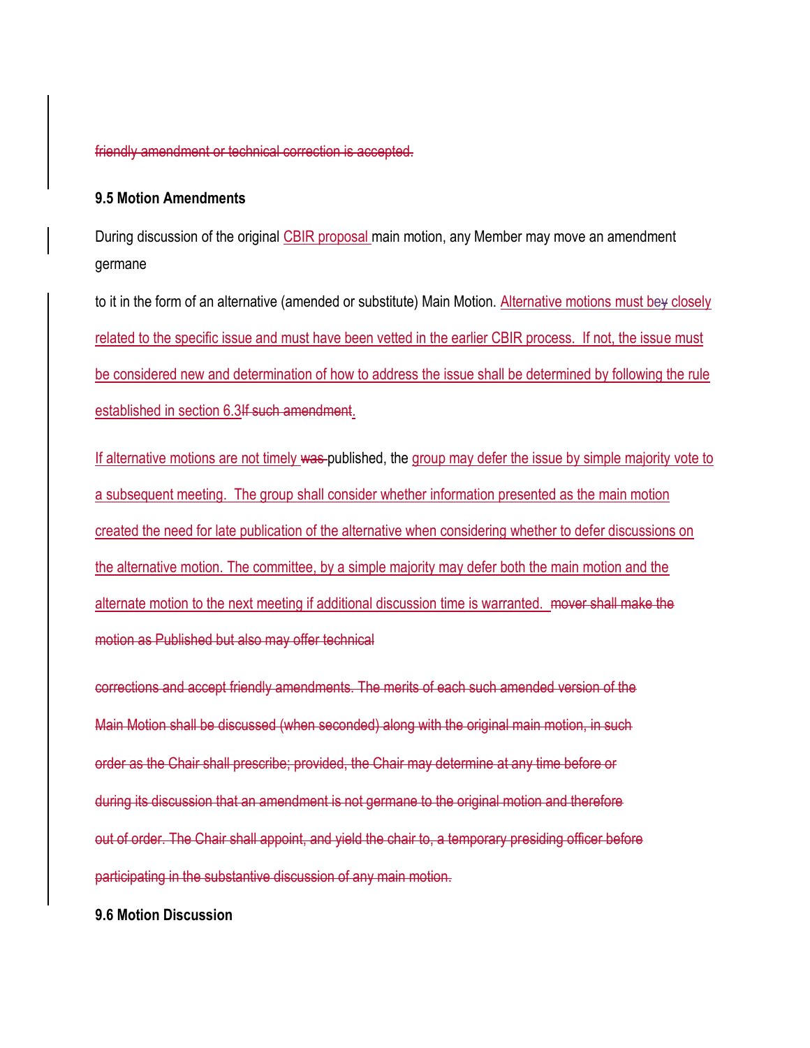~~friendly amendment or technical correction is accepted.~~

**9.5 Motion Amendments**

During discussion of the original CBIR proposal main motion, any Member may move an amendment germane

to it in the form of an alternative (amended or substitute) Main Motion. Alternative motions must be~~y~~ closely related to the specific issue and must have been vetted in the earlier CBIR process. If not, the issue must be considered new and determination of how to address the issue shall be determined by following the rule established in section 6.3~~If such amendment~~.

If alternative motions are not timely ~~was~~ published, the group may defer the issue by simple majority vote to a subsequent meeting. The group shall consider whether information presented as the main motion created the need for late publication of the alternative when considering whether to defer discussions on the alternative motion. The committee, by a simple majority may defer both the main motion and the alternate motion to the next meeting if additional discussion time is warranted. ~~mover shall make the motion as Published but also may offer technical~~

~~corrections and accept friendly amendments. The merits of each such amended version of the Main Motion shall be discussed (when seconded) along with the original main motion, in such order as the Chair shall prescribe; provided, the Chair may determine at any time before or during its discussion that an amendment is not germane to the original motion and therefore out of order. The Chair shall appoint, and yield the chair to, a temporary presiding officer before participating in the substantive discussion of any main motion.~~

**9.6 Motion Discussion**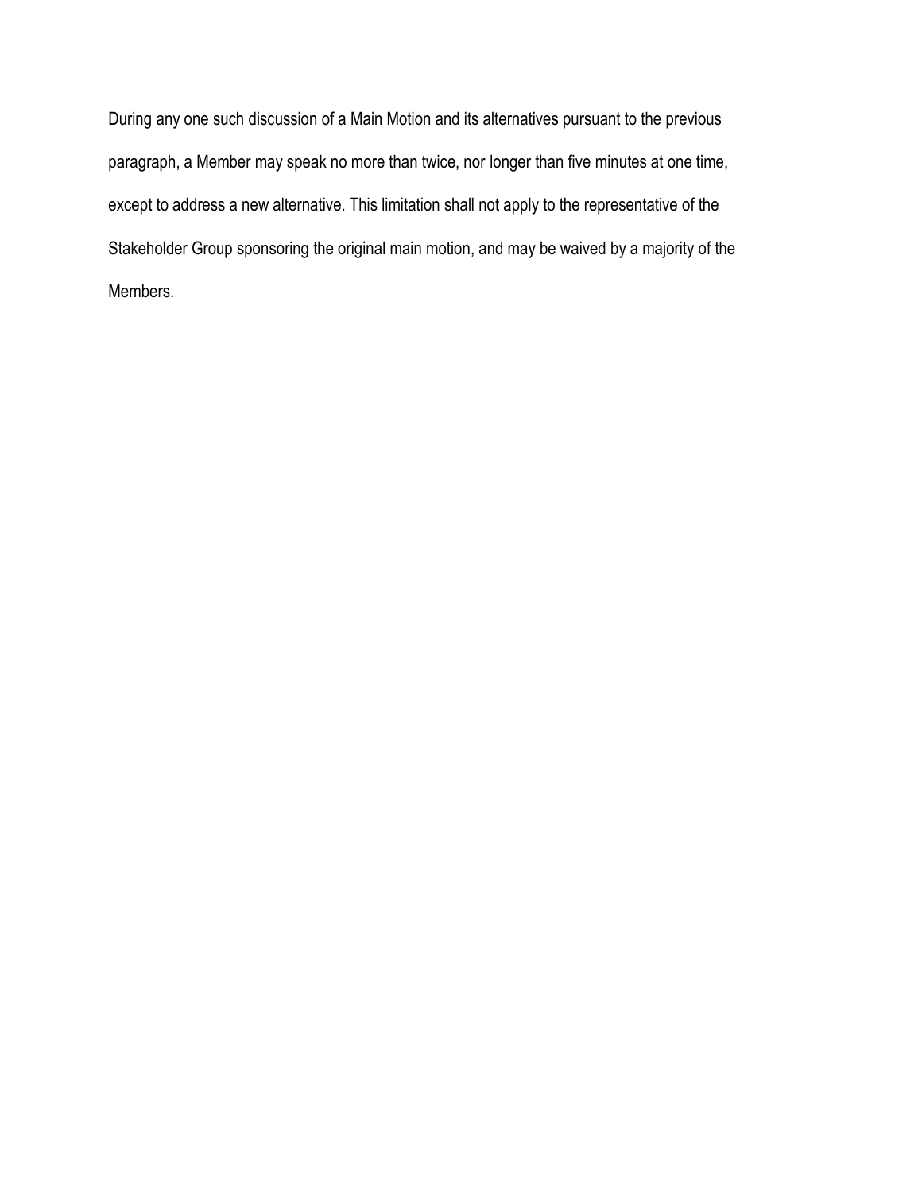During any one such discussion of a Main Motion and its alternatives pursuant to the previous paragraph, a Member may speak no more than twice, nor longer than five minutes at one time, except to address a new alternative. This limitation shall not apply to the representative of the Stakeholder Group sponsoring the original main motion, and may be waived by a majority of the Members.